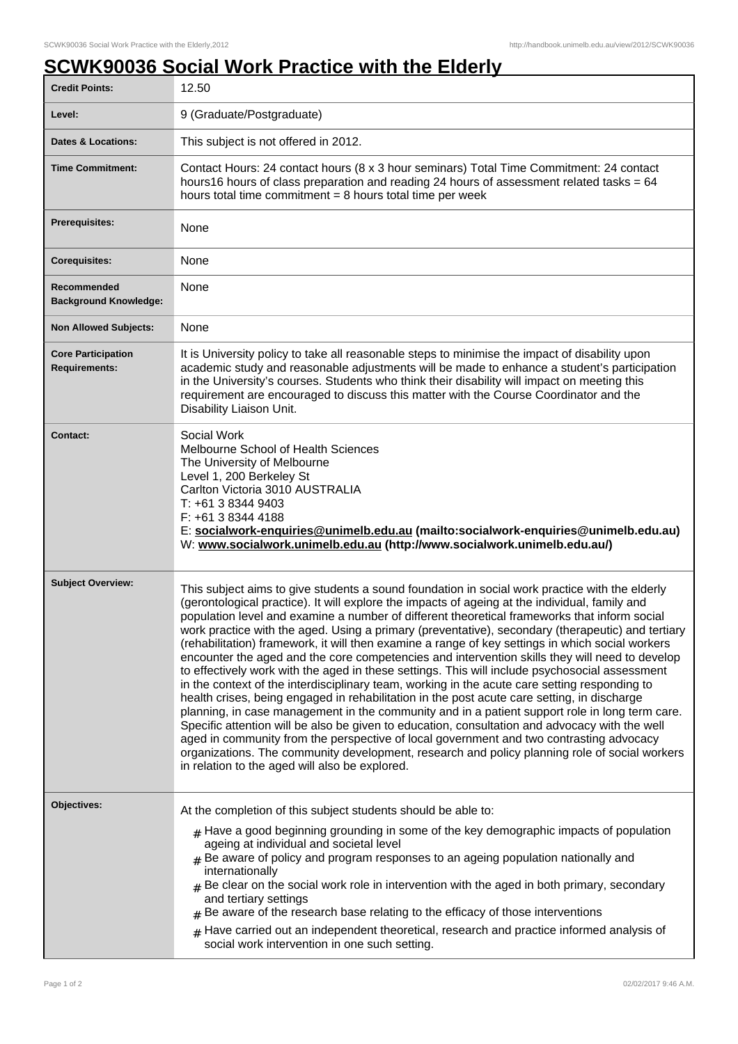# SCWK90036 Social Work Practice with the Elderly

| | |
|---|---|
| **Credit Points:** | 12.50 |
| **Level:** | 9 (Graduate/Postgraduate) |
| **Dates & Locations:** | This subject is not offered in 2012. |
| **Time Commitment:** | Contact Hours: 24 contact hours (8 x 3 hour seminars) Total Time Commitment: 24 contact hours16 hours of class preparation and reading 24 hours of assessment related tasks = 64 hours total time commitment = 8 hours total time per week |
| **Prerequisites:** | None |
| **Corequisites:** | None |
| **Recommended Background Knowledge:** | None |
| **Non Allowed Subjects:** | None |
| **Core Participation Requirements:** | It is University policy to take all reasonable steps to minimise the impact of disability upon academic study and reasonable adjustments will be made to enhance a student's participation in the University's courses. Students who think their disability will impact on meeting this requirement are encouraged to discuss this matter with the Course Coordinator and the Disability Liaison Unit. |
| **Contact:** | Social Work<br>Melbourne School of Health Sciences<br>The University of Melbourne<br>Level 1, 200 Berkeley St<br>Carlton Victoria 3010 AUSTRALIA<br>T: +61 3 8344 9403<br>F: +61 3 8344 4188<br>E: **socialwork-enquiries@unimelb.edu.au (mailto:socialwork-enquiries@unimelb.edu.au)**<br>W: **www.socialwork.unimelb.edu.au (http://www.socialwork.unimelb.edu.au/)** |
| **Subject Overview:** | This subject aims to give students a sound foundation in social work practice with the elderly (gerontological practice). It will explore the impacts of ageing at the individual, family and population level and examine a number of different theoretical frameworks that inform social work practice with the aged. Using a primary (preventative), secondary (therapeutic) and tertiary (rehabilitation) framework, it will then examine a range of key settings in which social workers encounter the aged and the core competencies and intervention skills they will need to develop to effectively work with the aged in these settings. This will include psychosocial assessment in the context of the interdisciplinary team, working in the acute care setting responding to health crises, being engaged in rehabilitation in the post acute care setting, in discharge planning, in case management in the community and in a patient support role in long term care. Specific attention will be also be given to education, consultation and advocacy with the well aged in community from the perspective of local government and two contrasting advocacy organizations. The community development, research and policy planning role of social workers in relation to the aged will also be explored. |
| **Objectives:** | At the completion of this subject students should be able to:<br># Have a good beginning grounding in some of the key demographic impacts of population ageing at individual and societal level<br># Be aware of policy and program responses to an ageing population nationally and internationally<br># Be clear on the social work role in intervention with the aged in both primary, secondary and tertiary settings<br># Be aware of the research base relating to the efficacy of those interventions<br># Have carried out an independent theoretical, research and practice informed analysis of social work intervention in one such setting. |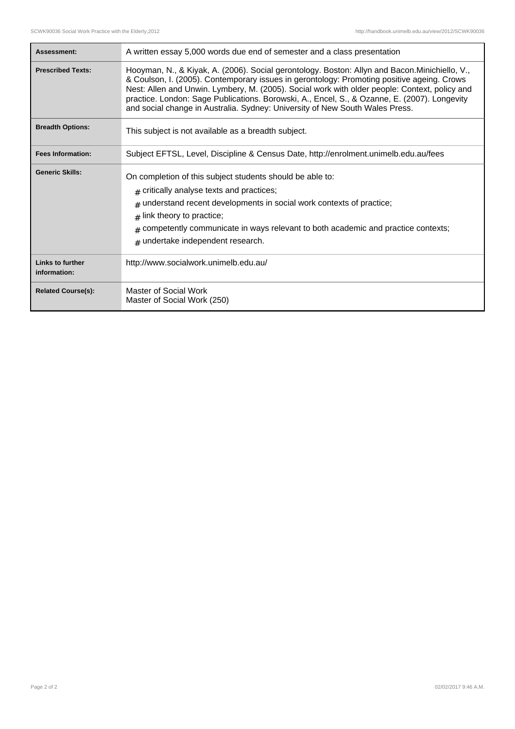| | |
|---|---|
| **Assessment:** | A written essay 5,000 words due end of semester and a class presentation |
| **Prescribed Texts:** | Hooyman, N., & Kiyak, A. (2006). Social gerontology. Boston: Allyn and Bacon.Minichiello, V., & Coulson, I. (2005). Contemporary issues in gerontology: Promoting positive ageing. Crows Nest: Allen and Unwin. Lymbery, M. (2005). Social work with older people: Context, policy and practice. London: Sage Publications. Borowski, A., Encel, S., & Ozanne, E. (2007). Longevity and social change in Australia. Sydney: University of New South Wales Press. |
| **Breadth Options:** | This subject is not available as a breadth subject. |
| **Fees Information:** | Subject EFTSL, Level, Discipline & Census Date, http://enrolment.unimelb.edu.au/fees |
| **Generic Skills:** | On completion of this subject students should be able to: <br> # critically analyse texts and practices; <br> # understand recent developments in social work contexts of practice; <br> # link theory to practice; <br> # competently communicate in ways relevant to both academic and practice contexts; <br> # undertake independent research. |
| **Links to further information:** | http://www.socialwork.unimelb.edu.au/ |
| **Related Course(s):** | Master of Social Work <br> Master of Social Work (250) |